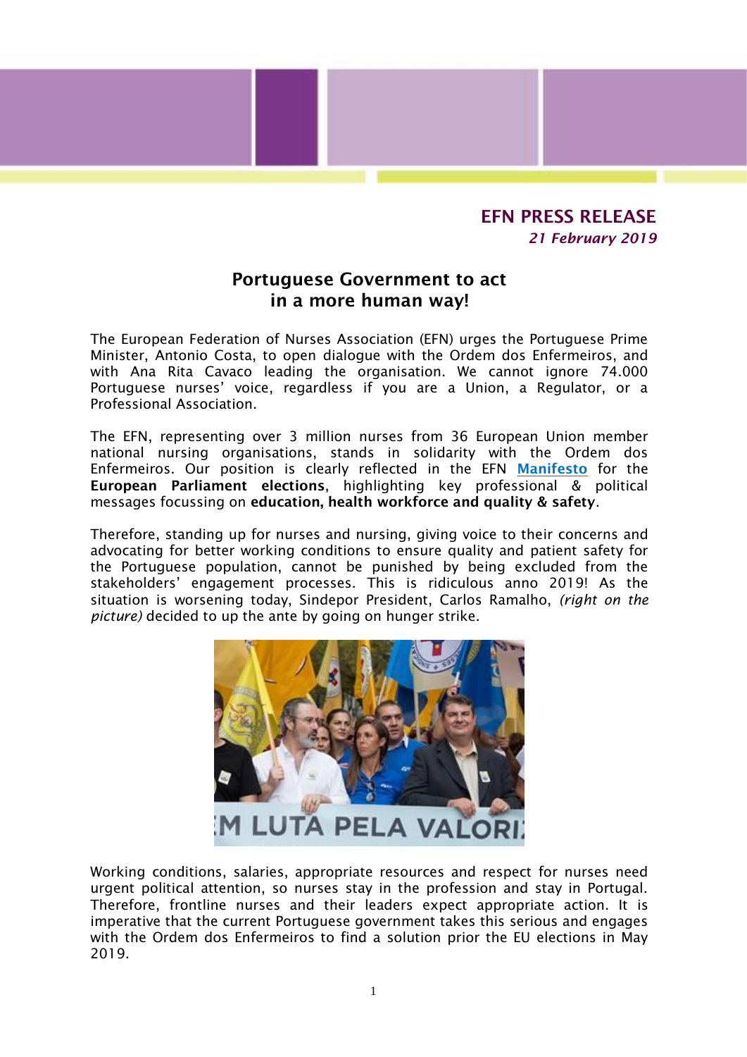**EFN PRESS RELEASE**
*21 February 2019*

# Portuguese Government to act in a more human way!

The European Federation of Nurses Association (EFN) urges the Portuguese Prime Minister, Antonio Costa, to open dialogue with the Ordem dos Enfermeiros, and with Ana Rita Cavaco leading the organisation. We cannot ignore 74.000 Portuguese nurses' voice, regardless if you are a Union, a Regulator, or a Professional Association.

The EFN, representing over 3 million nurses from 36 European Union member national nursing organisations, stands in solidarity with the Ordem dos Enfermeiros. Our position is clearly reflected in the EFN **Manifesto** for the **European Parliament elections**, highlighting key professional & political messages focussing on **education, health workforce and quality & safety**.

Therefore, standing up for nurses and nursing, giving voice to their concerns and advocating for better working conditions to ensure quality and patient safety for the Portuguese population, cannot be punished by being excluded from the stakeholders' engagement processes. This is ridiculous anno 2019! As the situation is worsening today, Sindepor President, Carlos Ramalho, *(right on the picture)* decided to up the ante by going on hunger strike.

Working conditions, salaries, appropriate resources and respect for nurses need urgent political attention, so nurses stay in the profession and stay in Portugal. Therefore, frontline nurses and their leaders expect appropriate action. It is imperative that the current Portuguese government takes this serious and engages with the Ordem dos Enfermeiros to find a solution prior the EU elections in May 2019.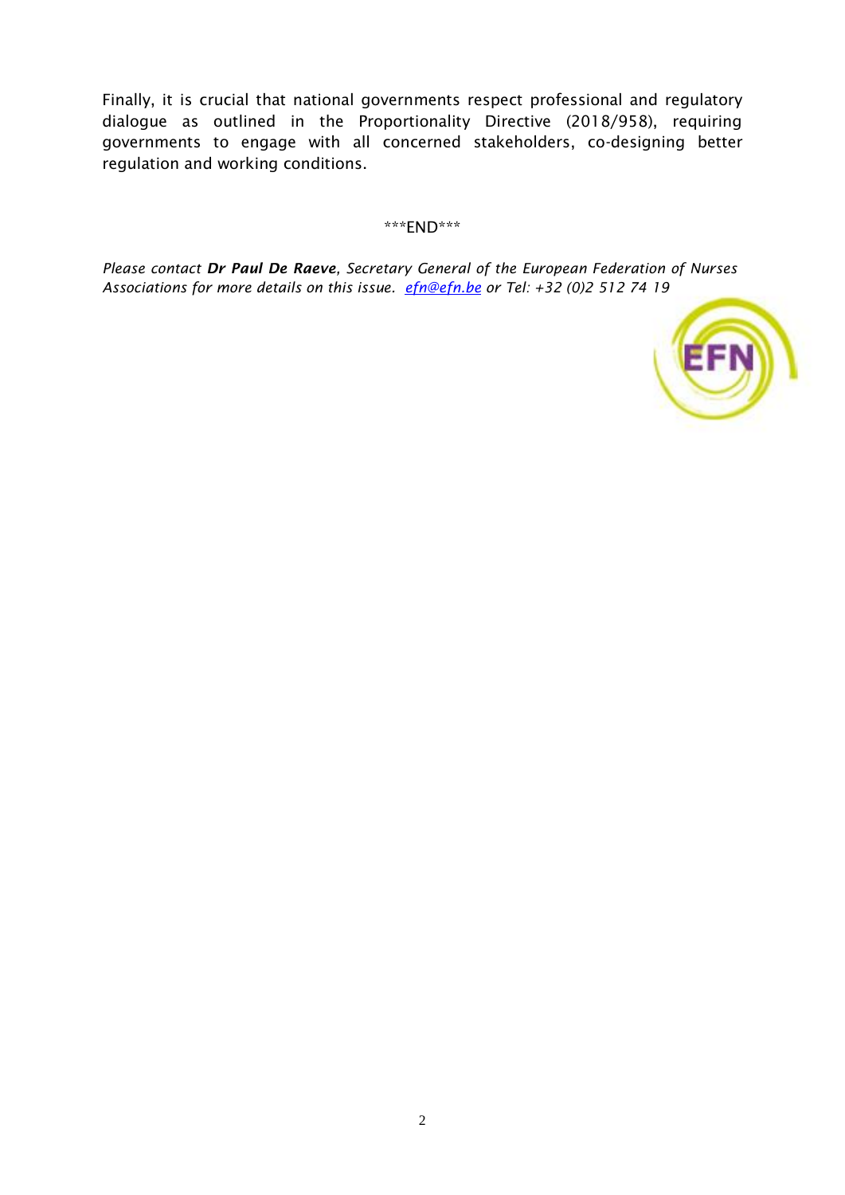Finally, it is crucial that national governments respect professional and regulatory dialogue as outlined in the Proportionality Directive (2018/958), requiring governments to engage with all concerned stakeholders, co-designing better regulation and working conditions.

***END***

*Please contact **Dr Paul De Raeve**, Secretary General of the European Federation of Nurses Associations for more details on this issue. [efn@efn.be](mailto:efn@efn.be) or Tel: +32 (0)2 512 74 19*